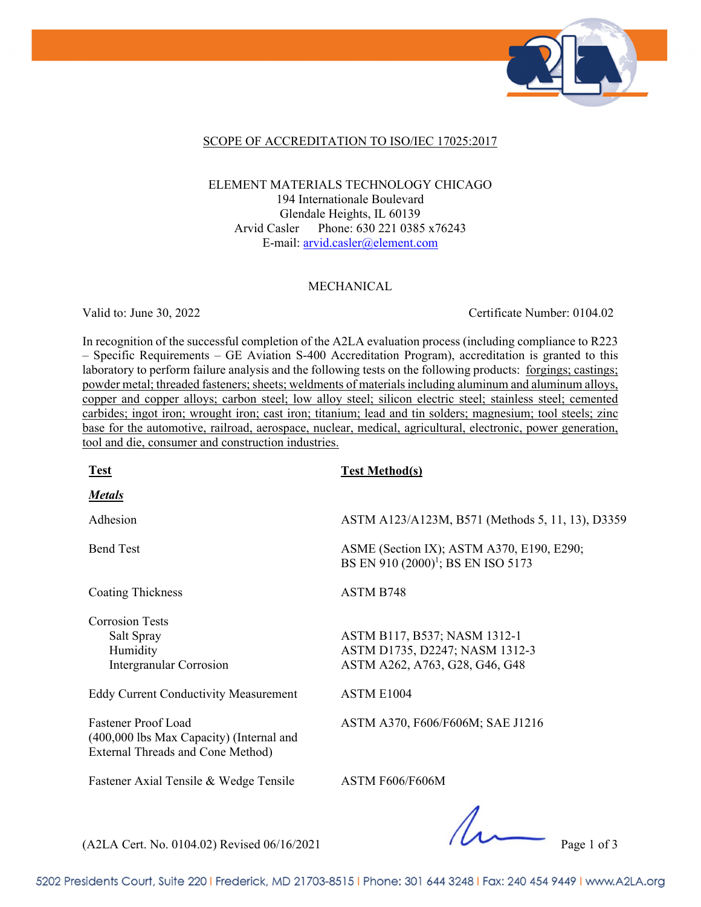# SCOPE OF ACCREDITATION TO ISO/IEC 17025:2017

ELEMENT MATERIALS TECHNOLOGY CHICAGO
194 Internationale Boulevard
Glendale Heights, IL 60139
Arvid Casler Phone: 630 221 0385 x76243
E-mail: arvid.casler@element.com

## MECHANICAL

Valid to: June 30, 2022 Certificate Number: 0104.02

In recognition of the successful completion of the A2LA evaluation process (including compliance to R223 – Specific Requirements – GE Aviation S-400 Accreditation Program), accreditation is granted to this laboratory to perform failure analysis and the following tests on the following products: forgings; castings; powder metal; threaded fasteners; sheets; weldments of materials including aluminum and aluminum alloys, copper and copper alloys; carbon steel; low alloy steel; silicon electric steel; stainless steel; cemented carbides; ingot iron; wrought iron; cast iron; titanium; lead and tin solders; magnesium; tool steels; zinc base for the automotive, railroad, aerospace, nuclear, medical, agricultural, electronic, power generation, tool and die, consumer and construction industries.

| Test | Test Method(s) |
|---|---|
| ***Metals*** | |
| Adhesion | ASTM A123/A123M, B571 (Methods 5, 11, 13), D3359 |
| Bend Test | ASME (Section IX); ASTM A370, E190, E290; BS EN 910 (2000)[1]; BS EN ISO 5173 |
| Coating Thickness | ASTM B748 |
| Corrosion Tests | |
| Salt Spray | ASTM B117, B537; NASM 1312-1 |
| Humidity | ASTM D1735, D2247; NASM 1312-3 |
| Intergranular Corrosion | ASTM A262, A763, G28, G46, G48 |
| Eddy Current Conductivity Measurement | ASTM E1004 |
| Fastener Proof Load (400,000 lbs Max Capacity) (Internal and External Threads and Cone Method) | ASTM A370, F606/F606M; SAE J1216 |
| Fastener Axial Tensile & Wedge Tensile | ASTM F606/F606M |

(A2LA Cert. No. 0104.02) Revised 06/16/2021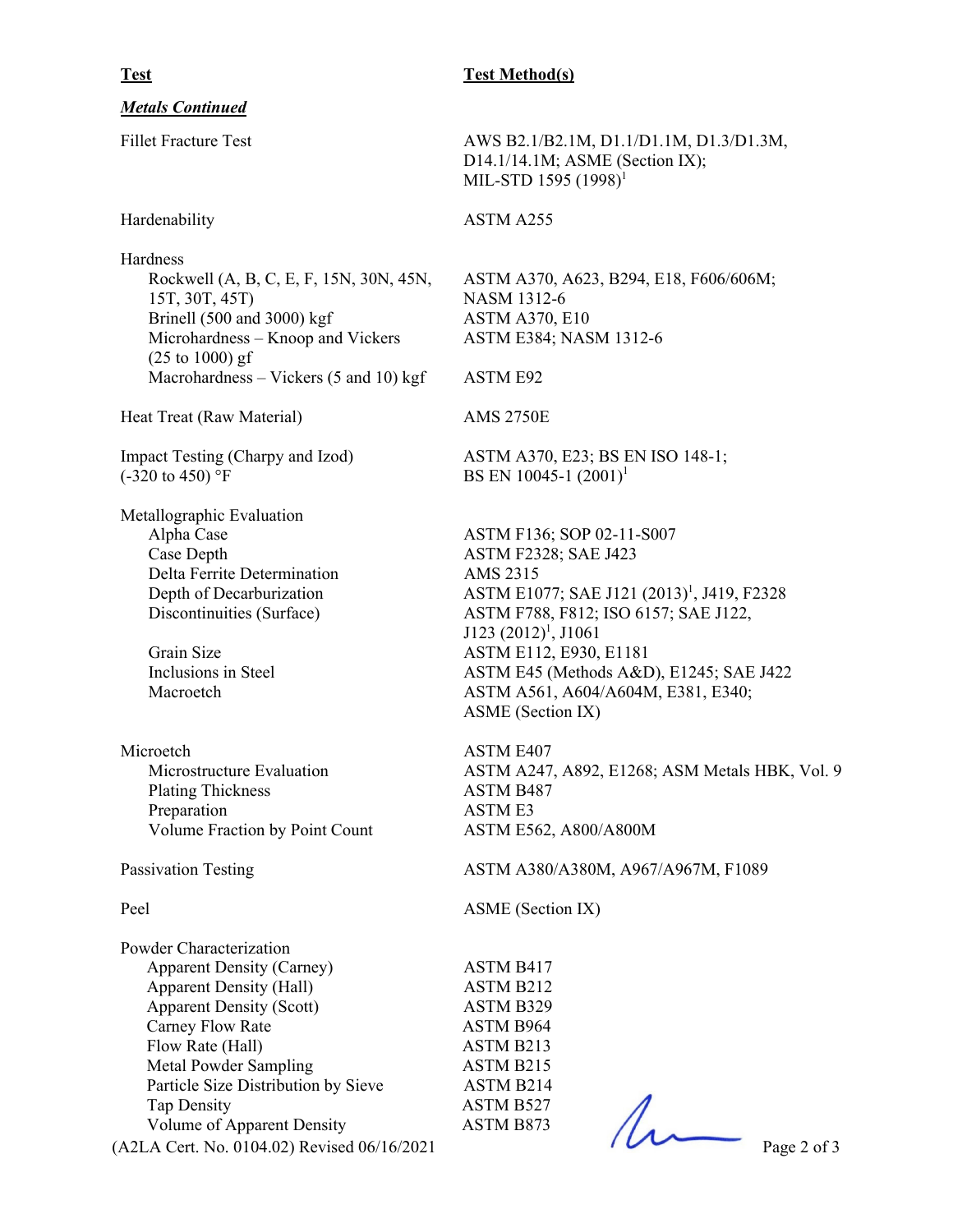| Test | Test Method(s) |
| --- | --- |
| ***Metals Continued*** | |
| Fillet Fracture Test | AWS B2.1/B2.1M, D1.1/D1.1M, D1.3/D1.3M, D14.1/14.1M; ASME (Section IX); MIL-STD 1595 (1998)[1] |
| Hardenability | ASTM A255 |
| Hardness | |
| Rockwell (A, B, C, E, F, 15N, 30N, 45N, 15T, 30T, 45T) | ASTM A370, A623, B294, E18, F606/606M; NASM 1312-6 |
| Brinell (500 and 3000) kgf | ASTM A370, E10 |
| Microhardness – Knoop and Vickers (25 to 1000) gf | ASTM E384; NASM 1312-6 |
| Macrohardness – Vickers (5 and 10) kgf | ASTM E92 |
| Heat Treat (Raw Material) | AMS 2750E |
| Impact Testing (Charpy and Izod) (-320 to 450) °F | ASTM A370, E23; BS EN ISO 148-1; BS EN 10045-1 (2001)[1] |
| Metallographic Evaluation | |
| Alpha Case | ASTM F136; SOP 02-11-S007 |
| Case Depth | ASTM F2328; SAE J423 |
| Delta Ferrite Determination | AMS 2315 |
| Depth of Decarburization | ASTM E1077; SAE J121 (2013)[1], J419, F2328 |
| Discontinuities (Surface) | ASTM F788, F812; ISO 6157; SAE J122, J123 (2012)[1], J1061 |
| Grain Size | ASTM E112, E930, E1181 |
| Inclusions in Steel | ASTM E45 (Methods A&D), E1245; SAE J422 |
| Macroetch | ASTM A561, A604/A604M, E381, E340; ASME (Section IX) |
| Microetch | ASTM E407 |
| Microstructure Evaluation | ASTM A247, A892, E1268; ASM Metals HBK, Vol. 9 |
| Plating Thickness | ASTM B487 |
| Preparation | ASTM E3 |
| Volume Fraction by Point Count | ASTM E562, A800/A800M |
| Passivation Testing | ASTM A380/A380M, A967/A967M, F1089 |
| Peel | ASME (Section IX) |
| Powder Characterization | |
| Apparent Density (Carney) | ASTM B417 |
| Apparent Density (Hall) | ASTM B212 |
| Apparent Density (Scott) | ASTM B329 |
| Carney Flow Rate | ASTM B964 |
| Flow Rate (Hall) | ASTM B213 |
| Metal Powder Sampling | ASTM B215 |
| Particle Size Distribution by Sieve | ASTM B214 |
| Tap Density | ASTM B527 |
| Volume of Apparent Density | ASTM B873 |

(A2LA Cert. No. 0104.02) Revised 06/16/2021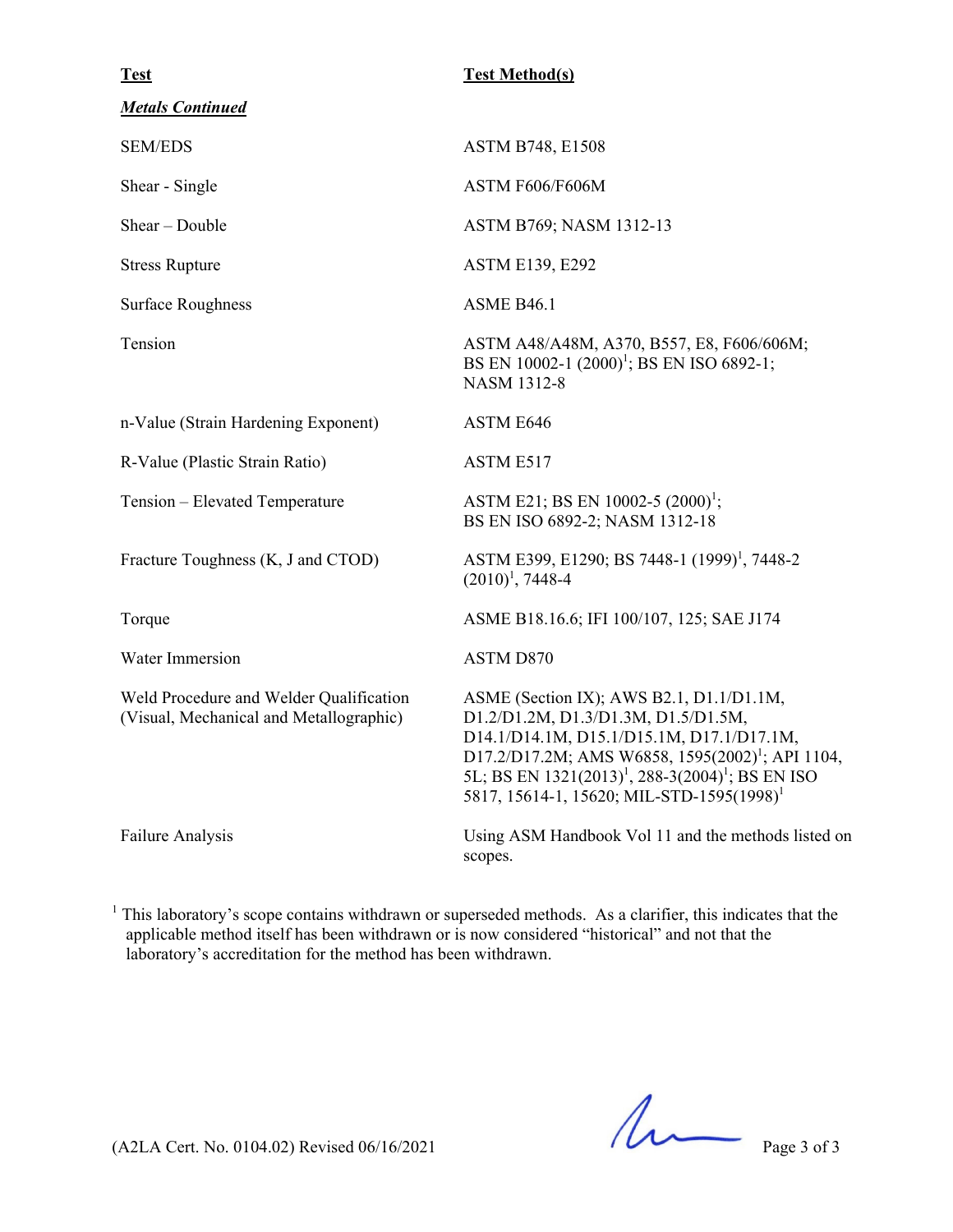| Test | Test Method(s) |
|---|---|
| ***Metals Continued*** | |
| SEM/EDS | ASTM B748, E1508 |
| Shear - Single | ASTM F606/F606M |
| Shear – Double | ASTM B769; NASM 1312-13 |
| Stress Rupture | ASTM E139, E292 |
| Surface Roughness | ASME B46.1 |
| Tension | ASTM A48/A48M, A370, B557, E8, F606/606M; BS EN 10002-1 (2000)[1]; BS EN ISO 6892-1; NASM 1312-8 |
| n-Value (Strain Hardening Exponent) | ASTM E646 |
| R-Value (Plastic Strain Ratio) | ASTM E517 |
| Tension – Elevated Temperature | ASTM E21; BS EN 10002-5 (2000)[1]; BS EN ISO 6892-2; NASM 1312-18 |
| Fracture Toughness (K, J and CTOD) | ASTM E399, E1290; BS 7448-1 (1999)[1], 7448-2 (2010)[1], 7448-4 |
| Torque | ASME B18.16.6; IFI 100/107, 125; SAE J174 |
| Water Immersion | ASTM D870 |
| Weld Procedure and Welder Qualification (Visual, Mechanical and Metallographic) | ASME (Section IX); AWS B2.1, D1.1/D1.1M, D1.2/D1.2M, D1.3/D1.3M, D1.5/D1.5M, D14.1/D14.1M, D15.1/D15.1M, D17.1/D17.1M, D17.2/D17.2M; AMS W6858, 1595(2002)[1]; API 1104, 5L; BS EN 1321(2013)[1], 288-3(2004)[1]; BS EN ISO 5817, 15614-1, 15620; MIL-STD-1595(1998)[1] |
| Failure Analysis | Using ASM Handbook Vol 11 and the methods listed on scopes. |

[1] This laboratory's scope contains withdrawn or superseded methods. As a clarifier, this indicates that the applicable method itself has been withdrawn or is now considered "historical" and not that the laboratory's accreditation for the method has been withdrawn.

(A2LA Cert. No. 0104.02) Revised 06/16/2021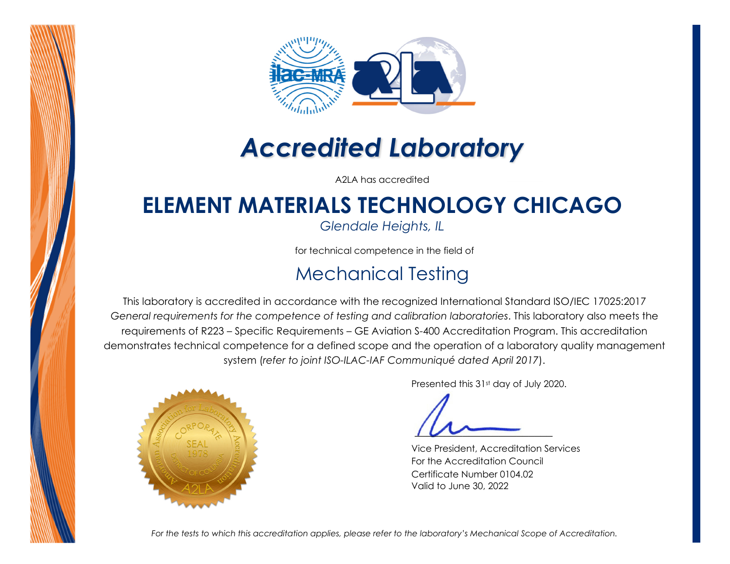# *Accredited Laboratory*

A2LA has accredited

## ELEMENT MATERIALS TECHNOLOGY CHICAGO

*Glendale Heights, IL*

for technical competence in the field of

## Mechanical Testing

This laboratory is accredited in accordance with the recognized International Standard ISO/IEC 17025:2017 *General requirements for the competence of testing and calibration laboratories*. This laboratory also meets the requirements of R223 – Specific Requirements – GE Aviation S-400 Accreditation Program. This accreditation demonstrates technical competence for a defined scope and the operation of a laboratory quality management system (*refer to joint ISO-ILAC-IAF Communiqué dated April 2017*).

Presented this 31st day of July 2020.

Vice President, Accreditation Services
For the Accreditation Council
Certificate Number 0104.02
Valid to June 30, 2022

*For the tests to which this accreditation applies, please refer to the laboratory's Mechanical Scope of Accreditation.*